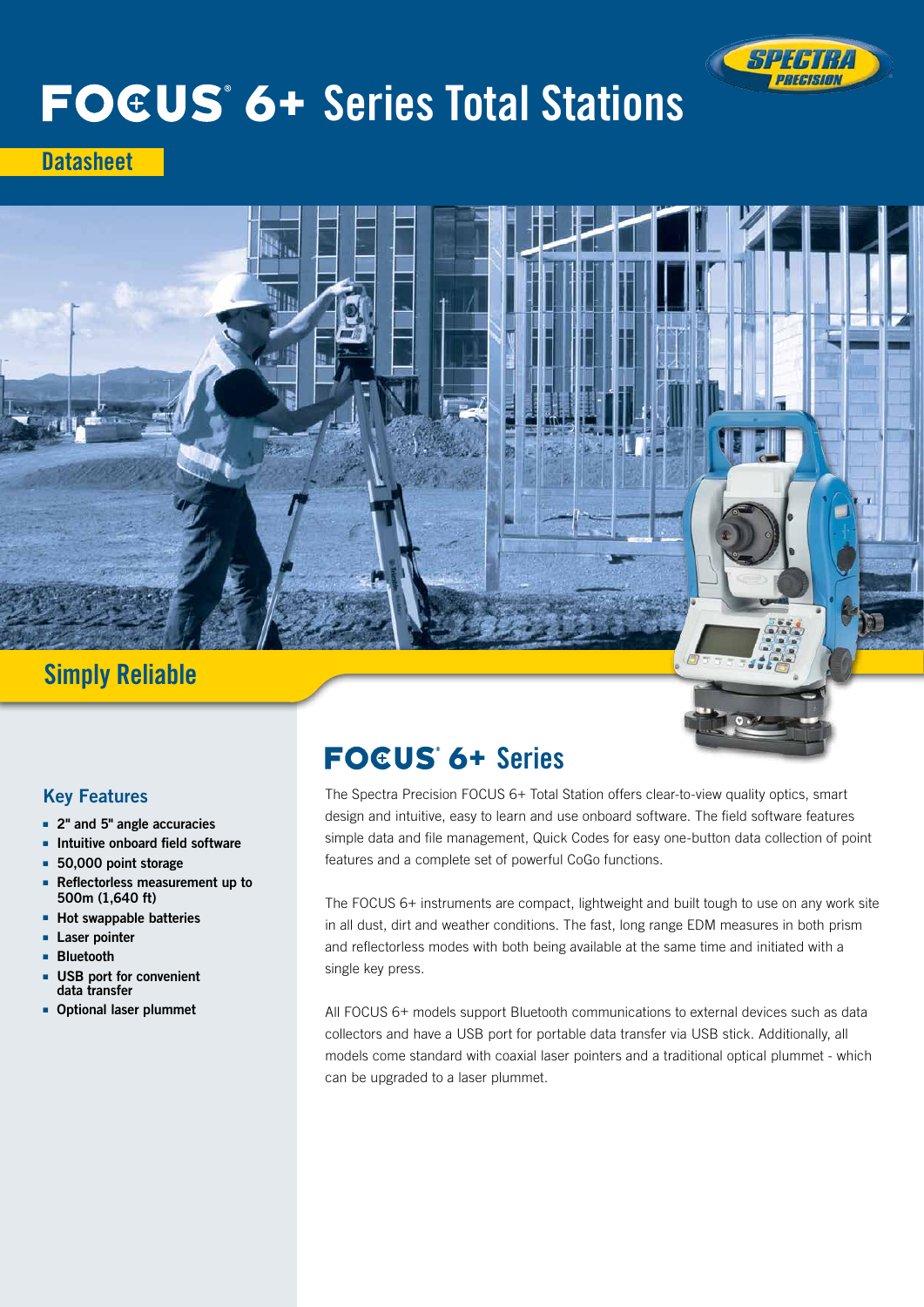# FOCUS® 6+ Series Total Stations

Datasheet

## Simply Reliable

### Key Features

- 2" and 5" angle accuracies
- Intuitive onboard field software
- 50,000 point storage
- Reflectorless measurement up to 500m (1,640 ft)
- Hot swappable batteries
- Laser pointer
- Bluetooth
- USB port for convenient data transfer
- Optional laser plummet

## FOCUS® 6+ Series

The Spectra Precision FOCUS 6+ Total Station offers clear-to-view quality optics, smart design and intuitive, easy to learn and use onboard software. The field software features simple data and file management, Quick Codes for easy one-button data collection of point features and a complete set of powerful CoGo functions.

The FOCUS 6+ instruments are compact, lightweight and built tough to use on any work site in all dust, dirt and weather conditions. The fast, long range EDM measures in both prism and reflectorless modes with both being available at the same time and initiated with a single key press.

All FOCUS 6+ models support Bluetooth communications to external devices such as data collectors and have a USB port for portable data transfer via USB stick. Additionally, all models come standard with coaxial laser pointers and a traditional optical plummet - which can be upgraded to a laser plummet.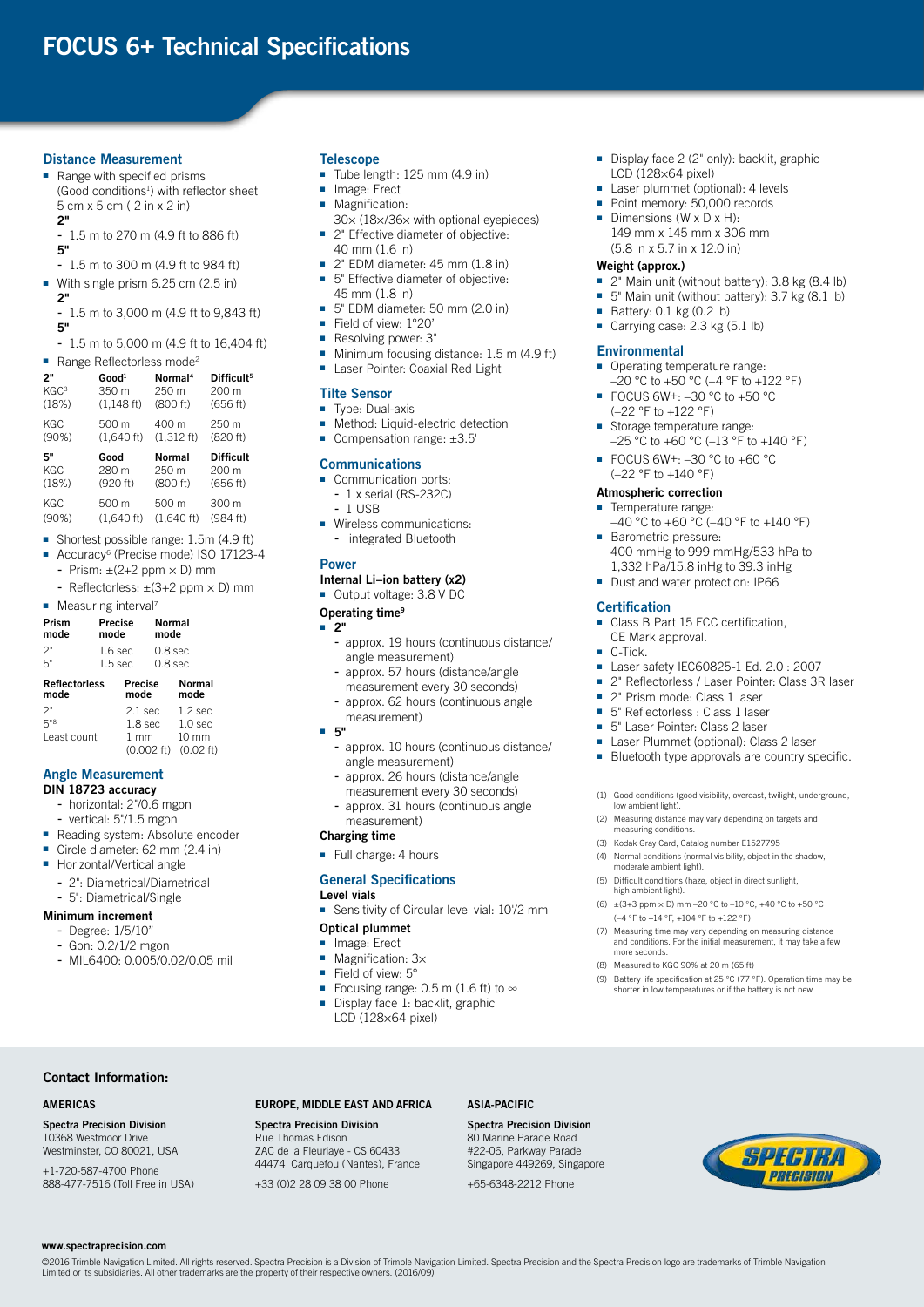# FOCUS 6+ Technical Specifications

## Distance Measurement

- Range with specified prisms (Good conditions[1]) with reflector sheet 5 cm x 5 cm ( 2 in x 2 in)
  **2"**
  - 1.5 m to 270 m (4.9 ft to 886 ft)
  **5"**
  - 1.5 m to 300 m (4.9 ft to 984 ft)
- With single prism 6.25 cm (2.5 in)
  **2"**
  - 1.5 m to 3,000 m (4.9 ft to 9,843 ft)
  **5"**
  - 1.5 m to 5,000 m (4.9 ft to 16,404 ft)
- Range Reflectorless mode[2]

| 2" | Good[1] | Normal[4] | Difficult[5] |
|---|---|---|---|
| KGC[3] (18%) | 350 m (1,148 ft) | 250 m (800 ft) | 200 m (656 ft) |
| KGC (90%) | 500 m (1,640 ft) | 400 m (1,312 ft) | 250 m (820 ft) |
| **5"** | **Good** | **Normal** | **Difficult** |
| KGC (18%) | 280 m (920 ft) | 250 m (800 ft) | 200 m (656 ft) |
| KGC (90%) | 500 m (1,640 ft) | 500 m (1,640 ft) | 300 m (984 ft) |

- Shortest possible range: 1.5m (4.9 ft)
- Accuracy[6] (Precise mode) ISO 17123-4
  - Prism: ±(2+2 ppm × D) mm
  - Reflectorless: ±(3+2 ppm × D) mm
- Measuring interval[7]

| Prism mode | Precise mode | Normal mode |
|---|---|---|
| 2" | 1.6 sec | 0.8 sec |
| 5" | 1.5 sec | 0.8 sec |

| Reflectorless mode | Precise mode | Normal mode |
|---|---|---|
| 2" | 2.1 sec | 1.2 sec |
| 5"[8] | 1.8 sec | 1.0 sec |
| Least count | 1 mm (0.002 ft) | 10 mm (0.02 ft) |

## Angle Measurement

### DIN 18723 accuracy

- horizontal: 2"/0.6 mgon
- vertical: 5"/1.5 mgon

- Reading system: Absolute encoder
- Circle diameter: 62 mm (2.4 in)
- Horizontal/Vertical angle
  - 2": Diametrical/Diametrical
  - 5": Diametrical/Single

### Minimum increment

- Degree: 1/5/10"
- Gon: 0.2/1/2 mgon
- MIL6400: 0.005/0.02/0.05 mil

## Telescope

- Tube length: 125 mm (4.9 in)
- Image: Erect
- Magnification: 30× (18×/36× with optional eyepieces)
- 2" Effective diameter of objective: 40 mm (1.6 in)
- 2" EDM diameter: 45 mm (1.8 in)
- 5" Effective diameter of objective: 45 mm (1.8 in)
- 5" EDM diameter: 50 mm (2.0 in)
- Field of view: 1°20'
- Resolving power: 3"
- Minimum focusing distance: 1.5 m (4.9 ft)
- Laser Pointer: Coaxial Red Light

## Tilte Sensor

- Type: Dual-axis
- Method: Liquid-electric detection
- Compensation range: ±3.5'

## Communications

- Communication ports:
  - 1 x serial (RS-232C)
  - 1 USB
- Wireless communications:
  - integrated Bluetooth

## Power

### Internal Li–ion battery (x2)

- Output voltage: 3.8 V DC

### Operating time[9]

- **2"**
  - approx. 19 hours (continuous distance/angle measurement)
  - approx. 57 hours (distance/angle measurement every 30 seconds)
  - approx. 62 hours (continuous angle measurement)
- **5"**
  - approx. 10 hours (continuous distance/angle measurement)
  - approx. 26 hours (distance/angle measurement every 30 seconds)
  - approx. 31 hours (continuous angle measurement)

### Charging time

- Full charge: 4 hours

## General Specifications

### Level vials

- Sensitivity of Circular level vial: 10'/2 mm

### Optical plummet

- Image: Erect
- Magnification: 3×
- Field of view: 5°
- Focusing range: 0.5 m (1.6 ft) to ∞
- Display face 1: backlit, graphic LCD (128×64 pixel)
- Display face 2 (2" only): backlit, graphic LCD (128×64 pixel)
- Laser plummet (optional): 4 levels
- Point memory: 50,000 records
- Dimensions (W x D x H): 149 mm x 145 mm x 306 mm (5.8 in x 5.7 in x 12.0 in)

### Weight (approx.)

- 2" Main unit (without battery): 3.8 kg (8.4 lb)
- 5" Main unit (without battery): 3.7 kg (8.1 lb)
- Battery: 0.1 kg (0.2 lb)
- Carrying case: 2.3 kg (5.1 lb)

## Environmental

- Operating temperature range: –20 °C to +50 °C (–4 °F to +122 °F)
- FOCUS 6W+: –30 °C to +50 °C (–22 °F to +122 °F)
- Storage temperature range: –25 °C to +60 °C (–13 °F to +140 °F)
- FOCUS 6W+: –30 °C to +60 °C (–22 °F to +140 °F)

### Atmospheric correction

- Temperature range: –40 °C to +60 °C (–40 °F to +140 °F)
- Barometric pressure: 400 mmHg to 999 mmHg/533 hPa to 1,332 hPa/15.8 inHg to 39.3 inHg
- Dust and water protection: IP66

## Certification

- Class B Part 15 FCC certification, CE Mark approval.
- C-Tick.
- Laser safety IEC60825-1 Ed. 2.0 : 2007
- 2" Reflectorless / Laser Pointer: Class 3R laser
- 2" Prism mode: Class 1 laser
- 5" Reflectorless : Class 1 laser
- 5" Laser Pointer: Class 2 laser
- Laser Plummet (optional): Class 2 laser
- Bluetooth type approvals are country specific.

(1) Good conditions (good visibility, overcast, twilight, underground, low ambient light).
(2) Measuring distance may vary depending on targets and measuring conditions.
(3) Kodak Gray Card, Catalog number E1527795
(4) Normal conditions (normal visibility, object in the shadow, moderate ambient light).
(5) Difficult conditions (haze, object in direct sunlight, high ambient light).
(6) ±(3+3 ppm × D) mm –20 °C to –10 °C, +40 °C to +50 °C (–4 °F to +14 °F, +104 °F to +122 °F)
(7) Measuring time may vary depending on measuring distance and conditions. For the initial measurement, it may take a few more seconds.
(8) Measured to KGC 90% at 20 m (65 ft)
(9) Battery life specification at 25 °C (77 °F). Operation time may be shorter in low temperatures or if the battery is not new.

## Contact Information:

**AMERICAS**

**Spectra Precision Division**
10368 Westmoor Drive
Westminster, CO 80021, USA

+1-720-587-4700 Phone
888-477-7516 (Toll Free in USA)

**EUROPE, MIDDLE EAST AND AFRICA**

**Spectra Precision Division**
Rue Thomas Edison
ZAC de la Fleuriaye - CS 60433
44474 Carquefou (Nantes), France

+33 (0)2 28 09 38 00 Phone

**ASIA-PACIFIC**

**Spectra Precision Division**
80 Marine Parade Road
#22-06, Parkway Parade
Singapore 449269, Singapore

+65-6348-2212 Phone

SPECTRA PRECISION

**www.spectraprecision.com**

©2016 Trimble Navigation Limited. All rights reserved. Spectra Precision is a Division of Trimble Navigation Limited. Spectra Precision and the Spectra Precision logo are trademarks of Trimble Navigation Limited or its subsidiaries. All other trademarks are the property of their respective owners. (2016/09)